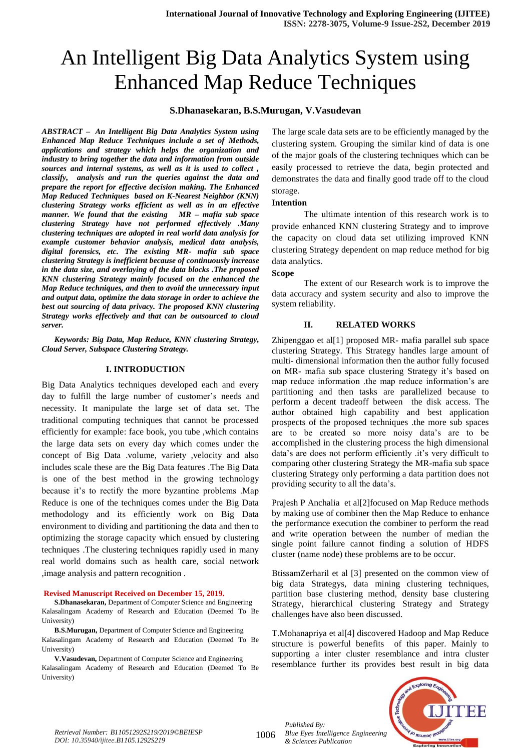# An Intelligent Big Data Analytics System using Enhanced Map Reduce Techniques

**S.Dhanasekaran, B.S.Murugan, V.Vasudevan**

***ABSTRACT – An Intelligent Big Data Analytics System using Enhanced Map Reduce Techniques include a set of Methods, applications and strategy which helps the organization and industry to bring together the data and information from outside sources and internal systems, as well as it is used to collect , classify, analysis and run the queries against the data and prepare the report for effective decision making. The Enhanced Map Reduced Techniques based on K-Nearest Neighbor (KNN) clustering Strategy works efficient as well as in an effective manner. We found that the existing MR – mafia sub space clustering Strategy have not performed effectively .Many clustering techniques are adopted in real world data analysis for example customer behavior analysis, medical data analysis, digital forensics, etc. The existing MR- mafia sub space clustering Strategy is inefficient because of continuously increase in the data size, and overlaying of the data blocks .The proposed KNN clustering Strategy mainly focused on the enhanced the Map Reduce techniques, and then to avoid the unnecessary input and output data, optimize the data storage in order to achieve the best out sourcing of data privacy. The proposed KNN clustering Strategy works effectively and that can be outsourced to cloud server.***

***Keywords: Big Data, Map Reduce, KNN clustering Strategy, Cloud Server, Subspace Clustering Strategy.***

## I. INTRODUCTION

Big Data Analytics techniques developed each and every day to fulfill the large number of customer's needs and necessity. It manipulate the large set of data set. The traditional computing techniques that cannot be processed efficiently for example: face book, you tube ,which contains the large data sets on every day which comes under the concept of Big Data .volume, variety ,velocity and also includes scale these are the Big Data features .The Big Data is one of the best method in the growing technology because it's to rectify the more byzantine problems .Map Reduce is one of the techniques comes under the Big Data methodology and its efficiently work on Big Data environment to dividing and partitioning the data and then to optimizing the storage capacity which ensued by clustering techniques .The clustering techniques rapidly used in many real world domains such as health care, social network ,image analysis and pattern recognition .

**Revised Manuscript Received on December 15, 2019.**

**S.Dhanasekaran,** Department of Computer Science and Engineering Kalasalingam Academy of Research and Education (Deemed To Be University)

**B.S.Murugan,** Department of Computer Science and Engineering Kalasalingam Academy of Research and Education (Deemed To Be University)

**V.Vasudevan,** Department of Computer Science and Engineering Kalasalingam Academy of Research and Education (Deemed To Be University)

The large scale data sets are to be efficiently managed by the clustering system. Grouping the similar kind of data is one of the major goals of the clustering techniques which can be easily processed to retrieve the data, begin protected and demonstrates the data and finally good trade off to the cloud storage.

**Intention**

The ultimate intention of this research work is to provide enhanced KNN clustering Strategy and to improve the capacity on cloud data set utilizing improved KNN clustering Strategy dependent on map reduce method for big data analytics.

**Scope**

The extent of our Research work is to improve the data accuracy and system security and also to improve the system reliability.

## II. RELATED WORKS

Zhipenggao et al[1] proposed MR- mafia parallel sub space clustering Strategy. This Strategy handles large amount of multi- dimensional information then the author fully focused on MR- mafia sub space clustering Strategy it's based on map reduce information .the map reduce information's are partitioning and then tasks are parallelized because to perform a decent tradeoff between the disk access. The author obtained high capability and best application prospects of the proposed techniques .the more sub spaces are to be created so more noisy data's are to be accomplished in the clustering process the high dimensional data's are does not perform efficiently .it's very difficult to comparing other clustering Strategy the MR-mafia sub space clustering Strategy only performing a data partition does not providing security to all the data's.

Prajesh P Anchalia et al[2]focused on Map Reduce methods by making use of combiner then the Map Reduce to enhance the performance execution the combiner to perform the read and write operation between the number of median the single point failure cannot finding a solution of HDFS cluster (name node) these problems are to be occur.

BtissamZerharil et al [3] presented on the common view of big data Strategys, data mining clustering techniques, partition base clustering method, density base clustering Strategy, hierarchical clustering Strategy and Strategy challenges have also been discussed.

T.Mohanapriya et al[4] discovered Hadoop and Map Reduce structure is powerful benefits of this paper. Mainly to supporting a inter cluster resemblance and intra cluster resemblance further its provides best result in big data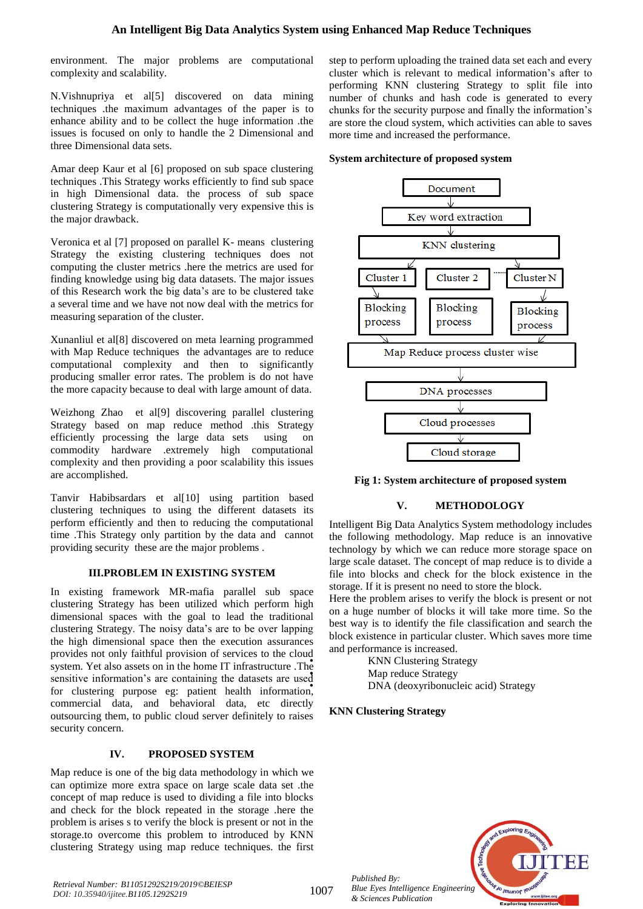environment. The major problems are computational complexity and scalability.

N.Vishnupriya et al[5] discovered on data mining techniques .the maximum advantages of the paper is to enhance ability and to be collect the huge information .the issues is focused on only to handle the 2 Dimensional and three Dimensional data sets.

Amar deep Kaur et al [6] proposed on sub space clustering techniques .This Strategy works efficiently to find sub space in high Dimensional data. the process of sub space clustering Strategy is computationally very expensive this is the major drawback.

Veronica et al [7] proposed on parallel K- means clustering Strategy the existing clustering techniques does not computing the cluster metrics .here the metrics are used for finding knowledge using big data datasets. The major issues of this Research work the big data's are to be clustered take a several time and we have not now deal with the metrics for measuring separation of the cluster.

Xunanliul et al[8] discovered on meta learning programmed with Map Reduce techniques the advantages are to reduce computational complexity and then to significantly producing smaller error rates. The problem is do not have the more capacity because to deal with large amount of data.

Weizhong Zhao et al[9] discovering parallel clustering Strategy based on map reduce method .this Strategy efficiently processing the large data sets using on commodity hardware .extremely high computational complexity and then providing a poor scalability this issues are accomplished.

Tanvir Habibsardars et al[10] using partition based clustering techniques to using the different datasets its perform efficiently and then to reducing the computational time .This Strategy only partition by the data and cannot providing security these are the major problems .

## III.PROBLEM IN EXISTING SYSTEM

In existing framework MR-mafia parallel sub space clustering Strategy has been utilized which perform high dimensional spaces with the goal to lead the traditional clustering Strategy. The noisy data's are to be over lapping the high dimensional space then the execution assurances provides not only faithful provision of services to the cloud system. Yet also assets on in the home IT infrastructure .The sensitive information's are containing the datasets are used for clustering purpose eg: patient health information, commercial data, and behavioral data, etc directly outsourcing them, to public cloud server definitely to raises security concern.

## IV. PROPOSED SYSTEM

Map reduce is one of the big data methodology in which we can optimize more extra space on large scale data set .the concept of map reduce is used to dividing a file into blocks and check for the block repeated in the storage .here the problem is arises s to verify the block is present or not in the storage.to overcome this problem to introduced by KNN clustering Strategy using map reduce techniques. the first step to perform uploading the trained data set each and every cluster which is relevant to medical information's after to performing KNN clustering Strategy to split file into number of chunks and hash code is generated to every chunks for the security purpose and finally the information's are store the cloud system, which activities can able to saves more time and increased the performance.

**System architecture of proposed system**

Document → Key word extraction → KNN clustering → Cluster 1, Cluster 2, ...... Cluster N → Blocking process (for each cluster) → Map Reduce process cluster wise → DNA processes → Cloud processes → Cloud storage

**Fig 1: System architecture of proposed system**

## V. METHODOLOGY

Intelligent Big Data Analytics System methodology includes the following methodology. Map reduce is an innovative technology by which we can reduce more storage space on large scale dataset. The concept of map reduce is to divide a file into blocks and check for the block existence in the storage. If it is present no need to store the block.
Here the problem arises to verify the block is present or not on a huge number of blocks it will take more time. So the best way is to identify the file classification and search the block existence in particular cluster. Which saves more time and performance is increased.

- KNN Clustering Strategy
- Map reduce Strategy
- DNA (deoxyribonucleic acid) Strategy

**KNN Clustering Strategy**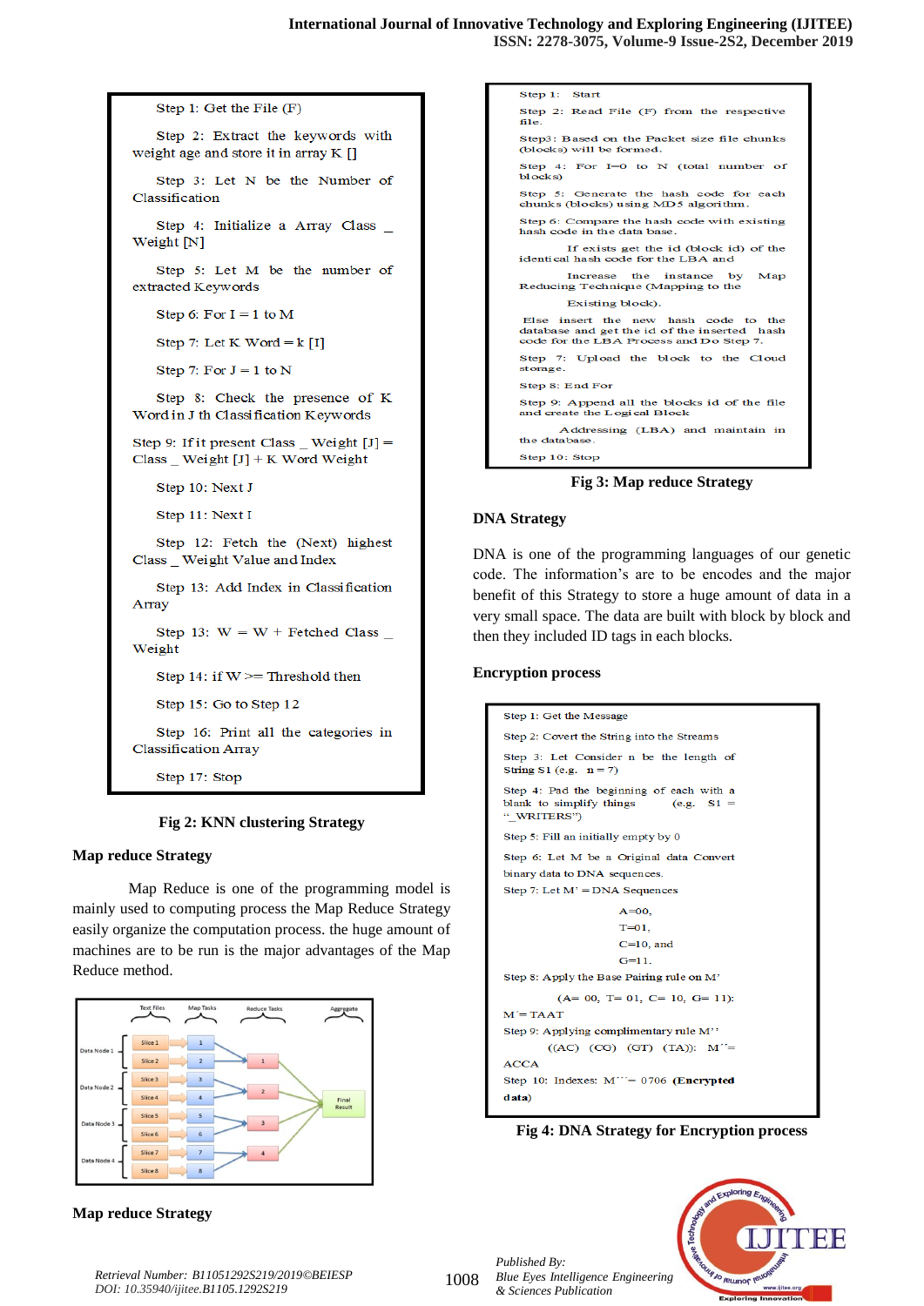Step 1: Get the File (F)

Step 2: Extract the keywords with weight age and store it in array K []

Step 3: Let N be the Number of Classification

Step 4: Initialize a Array Class _ Weight [N]

Step 5: Let M be the number of extracted Keywords

Step 6: For I = 1 to M

Step 7: Let K Word = k [I]

Step 7: For J = 1 to N

Step 8: Check the presence of K Word in J th Classification Keywords

Step 9: If it present Class _ Weight [J] = Class _ Weight [J] + K Word Weight

Step 10: Next J

Step 11: Next I

Step 12: Fetch the (Next) highest Class _ Weight Value and Index

Step 13: Add Index in Classification Array

Step 13: W = W + Fetched Class _ Weight

Step 14: if W >= Threshold then

Step 15: Go to Step 12

Step 16: Print all the categories in Classification Array

Step 17: Stop

**Fig 2: KNN clustering Strategy**

### Map reduce Strategy

Map Reduce is one of the programming model is mainly used to computing process the Map Reduce Strategy easily organize the computation process. the huge amount of machines are to be run is the major advantages of the Map Reduce method.

### Map reduce Strategy

Step 1: Start

Step 2: Read File (F) from the respective file.

Step3: Based on the Packet size file chunks (blocks) will be formed.

Step 4: For I=0 to N (total number of blocks)

Step 5: Generate the hash code for each chunks (blocks) using MD5 algorithm.

Step 6: Compare the hash code with existing hash code in the data base.

If exists get the id (block id) of the identical hash code for the LBA and

Increase the instance by Map Reducing Technique (Mapping to the

Existing block).

Else insert the new hash code to the database and get the id of the inserted hash code for the LBA Process and Do Step 7.

Step 7: Upload the block to the Cloud storage.

Step 8: End For

Step 9: Append all the blocks id of the file and create the Logical Block

Addressing (LBA) and maintain in the database.

Step 10: Stop

**Fig 3: Map reduce Strategy**

### DNA Strategy

DNA is one of the programming languages of our genetic code. The information's are to be encodes and the major benefit of this Strategy to store a huge amount of data in a very small space. The data are built with block by block and then they included ID tags in each blocks.

### Encryption process

Step 1: Get the Message

Step 2: Covert the String into the Streams

Step 3: Let Consider n be the length of String S1 (e.g. n = 7)

Step 4: Pad the beginning of each with a blank to simplify things (e.g. S1 = "_WRITERS")

Step 5: Fill an initially empty by 0

Step 6: Let M be a Original data Convert binary data to DNA sequences.

Step 7: Let M' = DNA Sequences

A=00,

T=01,

C=10, and

G=11.

Step 8: Apply the Base Pairing rule on M'

(A= 00, T= 01, C= 10, G= 11):

M'' = TAAT

Step 9: Applying complimentary rule M''

((AC) (CG) (GT) (TA)): M''' = ACCA

Step 10: Indexes: M''' = 0706 **(Encrypted data)**

**Fig 4: DNA Strategy for Encryption process**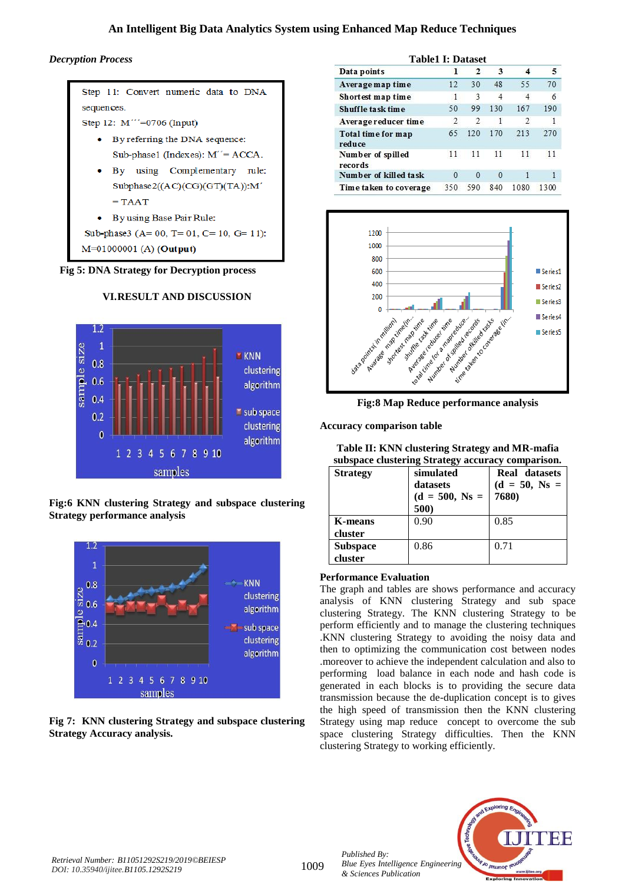*Decryption Process*

Step 11: Convert numeric data to DNA sequences.

Step 12: M´´´=0706 (Input)

- By referring the DNA sequence: Sub-phase1 (Indexes): M´´= ACCA.
- By using Complementary rule: Subphase2((AC)(CG)(GT)(TA)):M´ = TAAT
- By using Base Pair Rule:

Sub-phase3 (A= 00, T= 01, C= 10, G= 11): M=01000001 (A) (**Output**)

**Fig 5: DNA Strategy for Decryption process**

## VI.RESULT AND DISCUSSION

**Fig:6 KNN clustering Strategy and subspace clustering Strategy performance analysis**

**Fig 7: KNN clustering Strategy and subspace clustering Strategy Accuracy analysis.**

**Table1 I: Dataset**

| Data points | 1 | 2 | 3 | 4 | 5 |
|---|---|---|---|---|---|
| Average map time | 12 | 30 | 48 | 55 | 70 |
| Shortest map time | 1 | 3 | 4 | 4 | 6 |
| Shuffle task time | 50 | 99 | 130 | 167 | 190 |
| Average reducer time | 2 | 2 | 1 | 2 | 1 |
| Total time for map reduce | 65 | 120 | 170 | 213 | 270 |
| Number of spilled records | 11 | 11 | 11 | 11 | 11 |
| Number of killed task | 0 | 0 | 0 | 1 | 1 |
| Time taken to coverage | 350 | 590 | 840 | 1080 | 1300 |

**Fig:8 Map Reduce performance analysis**

**Accuracy comparison table**

**Table II: KNN clustering Strategy and MR-mafia subspace clustering Strategy accuracy comparison.**

| Strategy | simulated datasets (d = 500, Ns = 500) | Real datasets (d = 50, Ns = 7680) |
|---|---|---|
| K-means cluster | 0.90 | 0.85 |
| Subspace cluster | 0.86 | 0.71 |

**Performance Evaluation**

The graph and tables are shows performance and accuracy analysis of KNN clustering Strategy and sub space clustering Strategy. The KNN clustering Strategy to be perform efficiently and to manage the clustering techniques .KNN clustering Strategy to avoiding the noisy data and then to optimizing the communication cost between nodes .moreover to achieve the independent calculation and also to performing load balance in each node and hash code is generated in each blocks is to providing the secure data transmission because the de-duplication concept is to gives the high speed of transmission then the KNN clustering Strategy using map reduce concept to overcome the sub space clustering Strategy difficulties. Then the KNN clustering Strategy to working efficiently.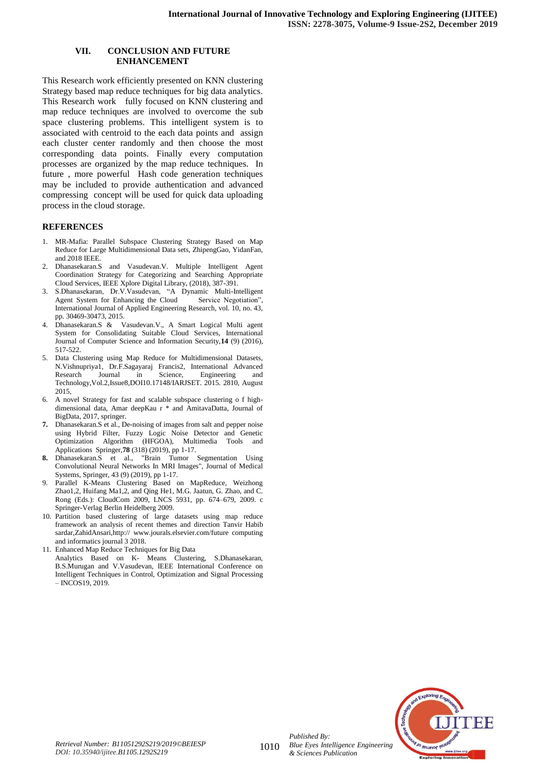## VII. CONCLUSION AND FUTURE ENHANCEMENT

This Research work efficiently presented on KNN clustering Strategy based map reduce techniques for big data analytics. This Research work fully focused on KNN clustering and map reduce techniques are involved to overcome the sub space clustering problems. This intelligent system is to associated with centroid to the each data points and assign each cluster center randomly and then choose the most corresponding data points. Finally every computation processes are organized by the map reduce techniques. In future , more powerful Hash code generation techniques may be included to provide authentication and advanced compressing concept will be used for quick data uploading process in the cloud storage.

## REFERENCES

1. MR-Mafia: Parallel Subspace Clustering Strategy Based on Map Reduce for Large Multidimensional Data sets, ZhipengGao, YidanFan, and 2018 IEEE.
2. Dhanasekaran.S and Vasudevan.V. Multiple Intelligent Agent Coordination Strategy for Categorizing and Searching Appropriate Cloud Services, IEEE Xplore Digital Library, (2018), 387-391.
3. S.Dhanasekaran, Dr.V.Vasudevan, "A Dynamic Multi-Intelligent Agent System for Enhancing the Cloud Service Negotiation", International Journal of Applied Engineering Research, vol. 10, no. 43, pp. 30469-30473, 2015.
4. Dhanasekaran.S & Vasudevan.V., A Smart Logical Multi agent System for Consolidating Suitable Cloud Services, International Journal of Computer Science and Information Security,**14** (9) (2016), 517-522.
5. Data Clustering using Map Reduce for Multidimensional Datasets, N.Vishnupriya1, Dr.F.Sagayaraj Francis2, International Advanced Research Journal in Science, Engineering and Technology,Vol.2,Issue8,DOI10.17148/IARJSET. 2015. 2810, August 2015,
6. A novel Strategy for fast and scalable subspace clustering o f high-dimensional data, Amar deepKau r * and AmitavaDatta, Journal of BigData, 2017, springer.
7. Dhanasekaran.S et al., De-noising of images from salt and pepper noise using Hybrid Filter, Fuzzy Logic Noise Detector and Genetic Optimization Algorithm (HFGOA), Multimedia Tools and Applications Springer,**78** (318) (2019), pp 1-17.
8. Dhanasekaran.S et al., "Brain Tumor Segmentation Using Convolutional Neural Networks In MRI Images", Journal of Medical Systems, Springer, 43 (9) (2019), pp 1-17.
9. Parallel K-Means Clustering Based on MapReduce, Weizhong Zhao1,2, Huifang Ma1,2, and Qing He1, M.G. Jaatun, G. Zhao, and C. Rong (Eds.): CloudCom 2009, LNCS 5931, pp. 674–679, 2009. c Springer-Verlag Berlin Heidelberg 2009.
10. Partition based clustering of large datasets using map reduce framework an analysis of recent themes and direction Tanvir Habib sardar,ZahidAnsari,http:// www.jourals.elsevier.com/future computing and informatics journal 3 2018.
11. Enhanced Map Reduce Techniques for Big Data Analytics Based on K- Means Clustering, S.Dhanasekaran, B.S.Murugan and V.Vasudevan, IEEE International Conference on Intelligent Techniques in Control, Optimization and Signal Processing – INCOS19, 2019.